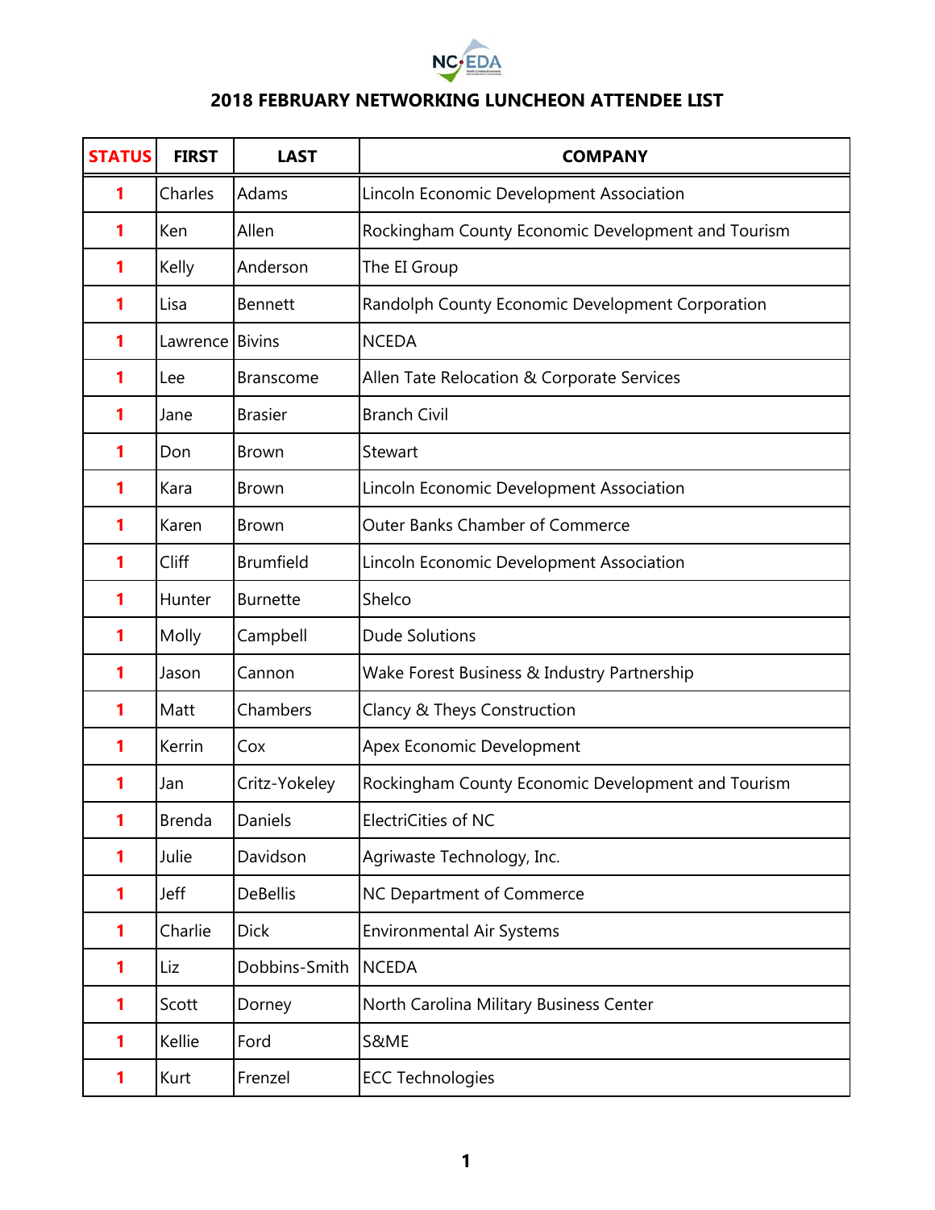## 2018 FEBRUARY NETWORKING LUNCHEON ATTENDEE LIST

| STATUS | FIRST | LAST | COMPANY |
|---|---|---|---|
| 1 | Charles | Adams | Lincoln Economic Development Association |
| 1 | Ken | Allen | Rockingham County Economic Development and Tourism |
| 1 | Kelly | Anderson | The EI Group |
| 1 | Lisa | Bennett | Randolph County Economic Development Corporation |
| 1 | Lawrence | Bivins | NCEDA |
| 1 | Lee | Branscome | Allen Tate Relocation & Corporate Services |
| 1 | Jane | Brasier | Branch Civil |
| 1 | Don | Brown | Stewart |
| 1 | Kara | Brown | Lincoln Economic Development Association |
| 1 | Karen | Brown | Outer Banks Chamber of Commerce |
| 1 | Cliff | Brumfield | Lincoln Economic Development Association |
| 1 | Hunter | Burnette | Shelco |
| 1 | Molly | Campbell | Dude Solutions |
| 1 | Jason | Cannon | Wake Forest Business & Industry Partnership |
| 1 | Matt | Chambers | Clancy & Theys Construction |
| 1 | Kerrin | Cox | Apex Economic Development |
| 1 | Jan | Critz-Yokeley | Rockingham County Economic Development and Tourism |
| 1 | Brenda | Daniels | ElectriCities of NC |
| 1 | Julie | Davidson | Agriwaste Technology, Inc. |
| 1 | Jeff | DeBellis | NC Department of Commerce |
| 1 | Charlie | Dick | Environmental Air Systems |
| 1 | Liz | Dobbins-Smith | NCEDA |
| 1 | Scott | Dorney | North Carolina Military Business Center |
| 1 | Kellie | Ford | S&ME |
| 1 | Kurt | Frenzel | ECC Technologies |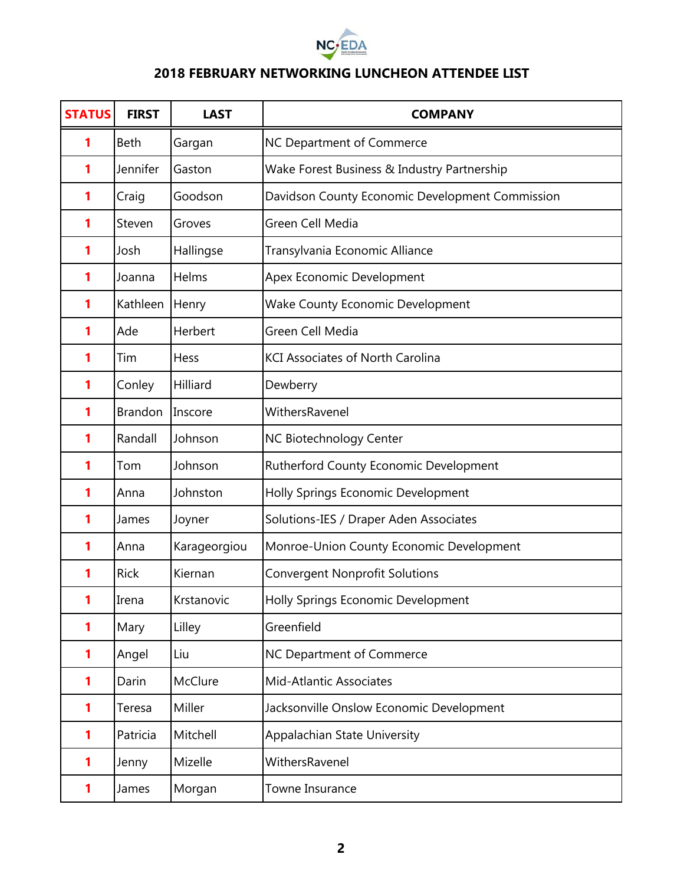## 2018 FEBRUARY NETWORKING LUNCHEON ATTENDEE LIST

| STATUS | FIRST | LAST | COMPANY |
|---|---|---|---|
| 1 | Beth | Gargan | NC Department of Commerce |
| 1 | Jennifer | Gaston | Wake Forest Business & Industry Partnership |
| 1 | Craig | Goodson | Davidson County Economic Development Commission |
| 1 | Steven | Groves | Green Cell Media |
| 1 | Josh | Hallingse | Transylvania Economic Alliance |
| 1 | Joanna | Helms | Apex Economic Development |
| 1 | Kathleen | Henry | Wake County Economic Development |
| 1 | Ade | Herbert | Green Cell Media |
| 1 | Tim | Hess | KCI Associates of North Carolina |
| 1 | Conley | Hilliard | Dewberry |
| 1 | Brandon | Inscore | WithersRavenel |
| 1 | Randall | Johnson | NC Biotechnology Center |
| 1 | Tom | Johnson | Rutherford County Economic Development |
| 1 | Anna | Johnston | Holly Springs Economic Development |
| 1 | James | Joyner | Solutions-IES / Draper Aden Associates |
| 1 | Anna | Karageorgiou | Monroe-Union County Economic Development |
| 1 | Rick | Kiernan | Convergent Nonprofit Solutions |
| 1 | Irena | Krstanovic | Holly Springs Economic Development |
| 1 | Mary | Lilley | Greenfield |
| 1 | Angel | Liu | NC Department of Commerce |
| 1 | Darin | McClure | Mid-Atlantic Associates |
| 1 | Teresa | Miller | Jacksonville Onslow Economic Development |
| 1 | Patricia | Mitchell | Appalachian State University |
| 1 | Jenny | Mizelle | WithersRavenel |
| 1 | James | Morgan | Towne Insurance |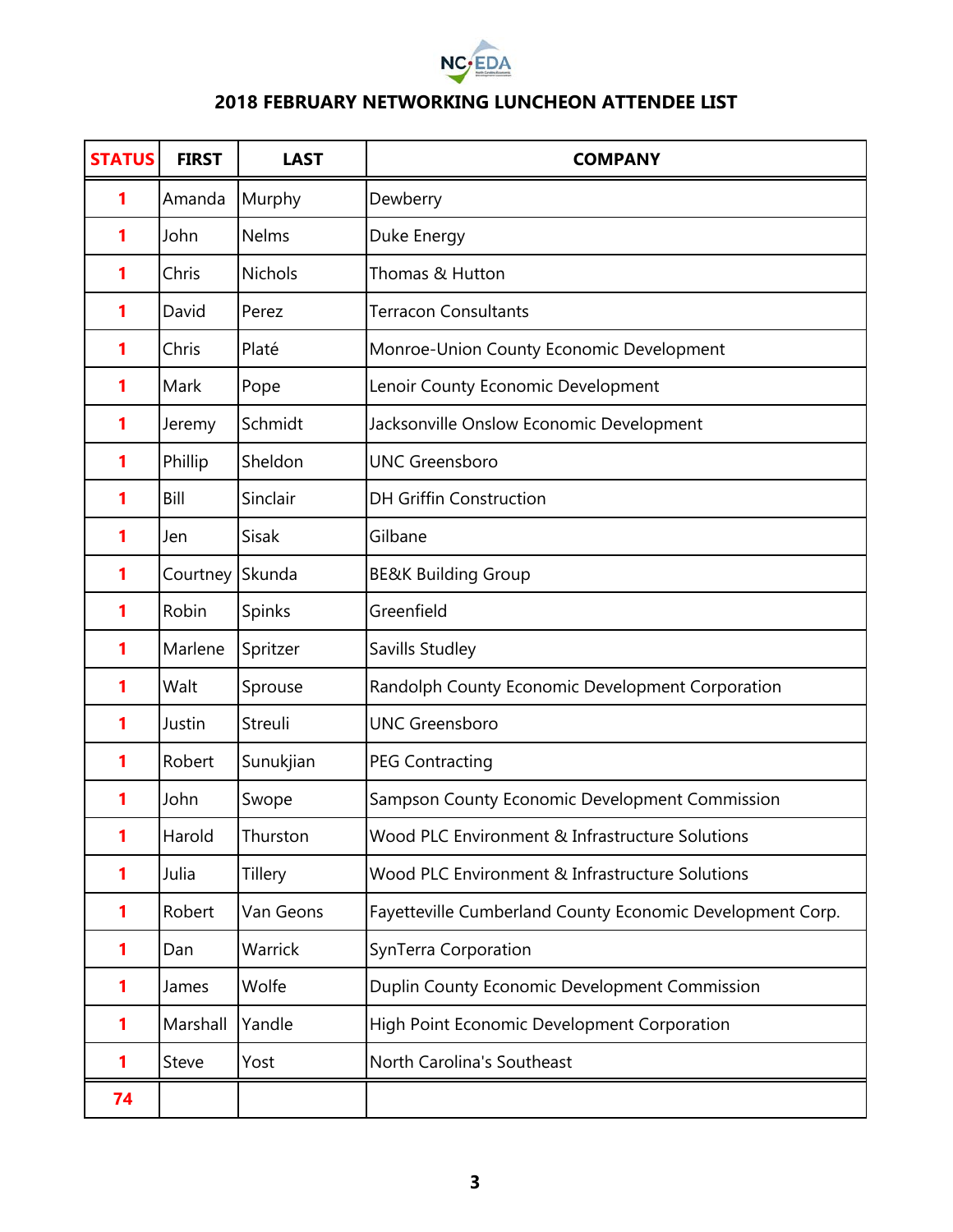## 2018 FEBRUARY NETWORKING LUNCHEON ATTENDEE LIST

| STATUS | FIRST | LAST | COMPANY |
| --- | --- | --- | --- |
| 1 | Amanda | Murphy | Dewberry |
| 1 | John | Nelms | Duke Energy |
| 1 | Chris | Nichols | Thomas & Hutton |
| 1 | David | Perez | Terracon Consultants |
| 1 | Chris | Platé | Monroe-Union County Economic Development |
| 1 | Mark | Pope | Lenoir County Economic Development |
| 1 | Jeremy | Schmidt | Jacksonville Onslow Economic Development |
| 1 | Phillip | Sheldon | UNC Greensboro |
| 1 | Bill | Sinclair | DH Griffin Construction |
| 1 | Jen | Sisak | Gilbane |
| 1 | Courtney | Skunda | BE&K Building Group |
| 1 | Robin | Spinks | Greenfield |
| 1 | Marlene | Spritzer | Savills Studley |
| 1 | Walt | Sprouse | Randolph County Economic Development Corporation |
| 1 | Justin | Streuli | UNC Greensboro |
| 1 | Robert | Sunukjian | PEG Contracting |
| 1 | John | Swope | Sampson County Economic Development Commission |
| 1 | Harold | Thurston | Wood PLC Environment & Infrastructure Solutions |
| 1 | Julia | Tillery | Wood PLC Environment & Infrastructure Solutions |
| 1 | Robert | Van Geons | Fayetteville Cumberland County Economic Development Corp. |
| 1 | Dan | Warrick | SynTerra Corporation |
| 1 | James | Wolfe | Duplin County Economic Development Commission |
| 1 | Marshall | Yandle | High Point Economic Development Corporation |
| 1 | Steve | Yost | North Carolina's Southeast |
| 74 | | | |